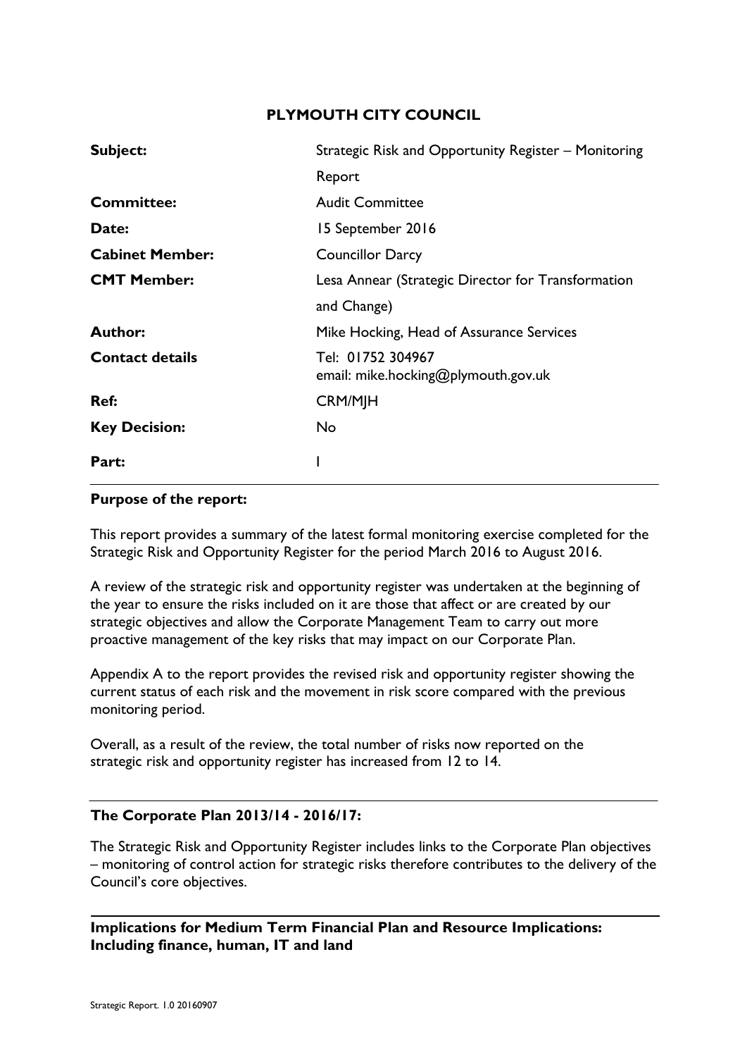# PLYMOUTH CITY COUNCIL

| | |
|---|---|
| **Subject:** | Strategic Risk and Opportunity Register – Monitoring Report |
| **Committee:** | Audit Committee |
| **Date:** | 15 September 2016 |
| **Cabinet Member:** | Councillor Darcy |
| **CMT Member:** | Lesa Annear (Strategic Director for Transformation and Change) |
| **Author:** | Mike Hocking, Head of Assurance Services |
| **Contact details** | Tel: 01752 304967<br>email: mike.hocking@plymouth.gov.uk |
| **Ref:** | CRM/MJH |
| **Key Decision:** | No |
| **Part:** | I |

**Purpose of the report:**

This report provides a summary of the latest formal monitoring exercise completed for the Strategic Risk and Opportunity Register for the period March 2016 to August 2016.

A review of the strategic risk and opportunity register was undertaken at the beginning of the year to ensure the risks included on it are those that affect or are created by our strategic objectives and allow the Corporate Management Team to carry out more proactive management of the key risks that may impact on our Corporate Plan.

Appendix A to the report provides the revised risk and opportunity register showing the current status of each risk and the movement in risk score compared with the previous monitoring period.

Overall, as a result of the review, the total number of risks now reported on the strategic risk and opportunity register has increased from 12 to 14.

**The Corporate Plan 2013/14 - 2016/17:**

The Strategic Risk and Opportunity Register includes links to the Corporate Plan objectives – monitoring of control action for strategic risks therefore contributes to the delivery of the Council's core objectives.

**Implications for Medium Term Financial Plan and Resource Implications: Including finance, human, IT and land**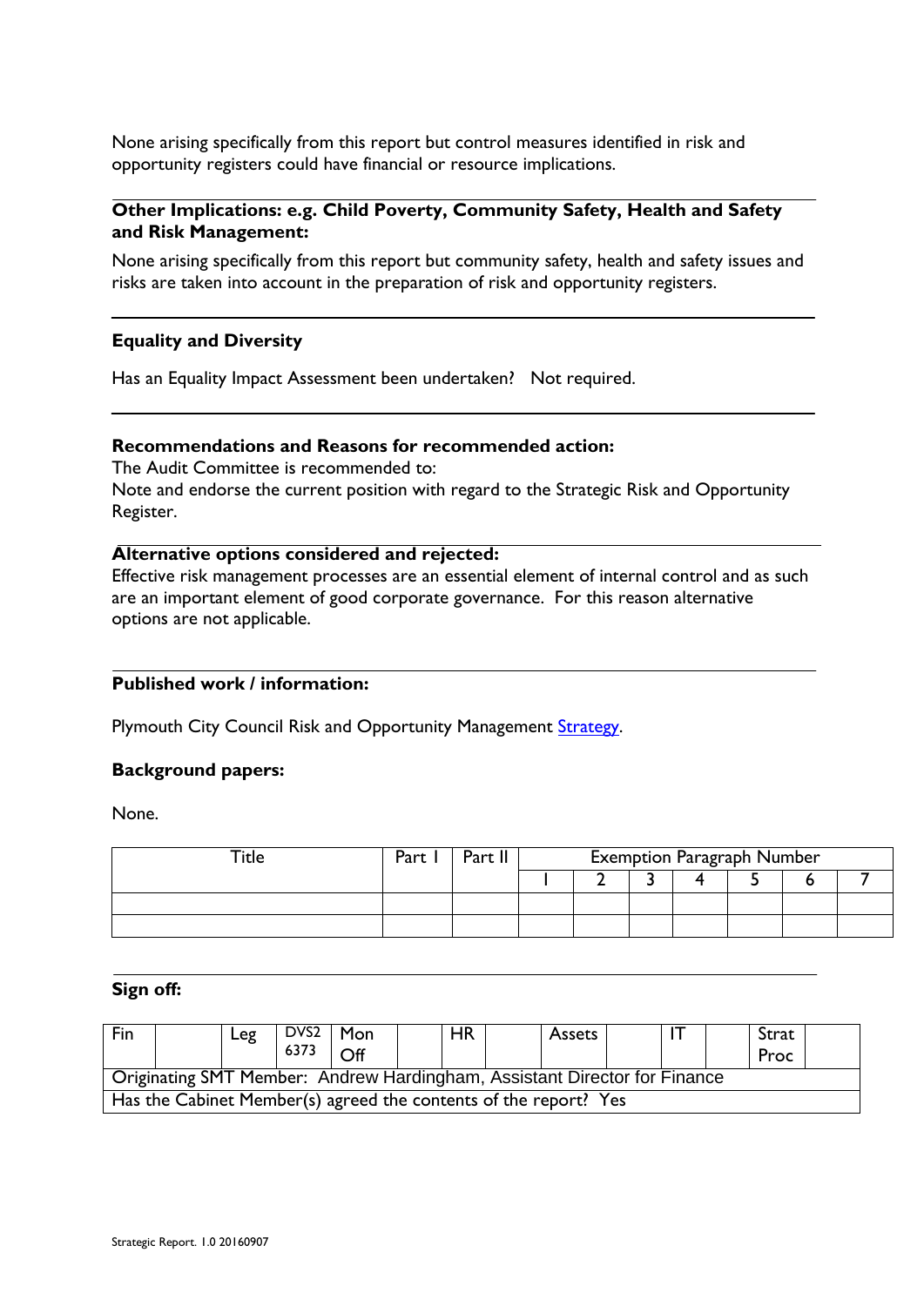None arising specifically from this report but control measures identified in risk and opportunity registers could have financial or resource implications.

**Other Implications: e.g. Child Poverty, Community Safety, Health and Safety and Risk Management:**

None arising specifically from this report but community safety, health and safety issues and risks are taken into account in the preparation of risk and opportunity registers.

**Equality and Diversity**

Has an Equality Impact Assessment been undertaken? Not required.

**Recommendations and Reasons for recommended action:**

The Audit Committee is recommended to:
Note and endorse the current position with regard to the Strategic Risk and Opportunity Register.

**Alternative options considered and rejected:**

Effective risk management processes are an essential element of internal control and as such are an important element of good corporate governance. For this reason alternative options are not applicable.

**Published work / information:**

Plymouth City Council Risk and Opportunity Management Strategy.

**Background papers:**

None.

| Title | Part I | Part II | Exemption Paragraph Number | | | | | | |
|---|---|---|---|---|---|---|---|---|---|
| | | | 1 | 2 | 3 | 4 | 5 | 6 | 7 |
| | | | | | | | | | |
| | | | | | | | | | |

**Sign off:**

| Fin | | Leg | DVS2 6373 | Mon Off | | HR | | Assets | | IT | | Strat Proc | |
|---|---|---|---|---|---|---|---|---|---|---|---|---|---|
| Originating SMT Member: Andrew Hardingham, Assistant Director for Finance | | | | | | | | | | | | | |
| Has the Cabinet Member(s) agreed the contents of the report? Yes | | | | | | | | | | | | | |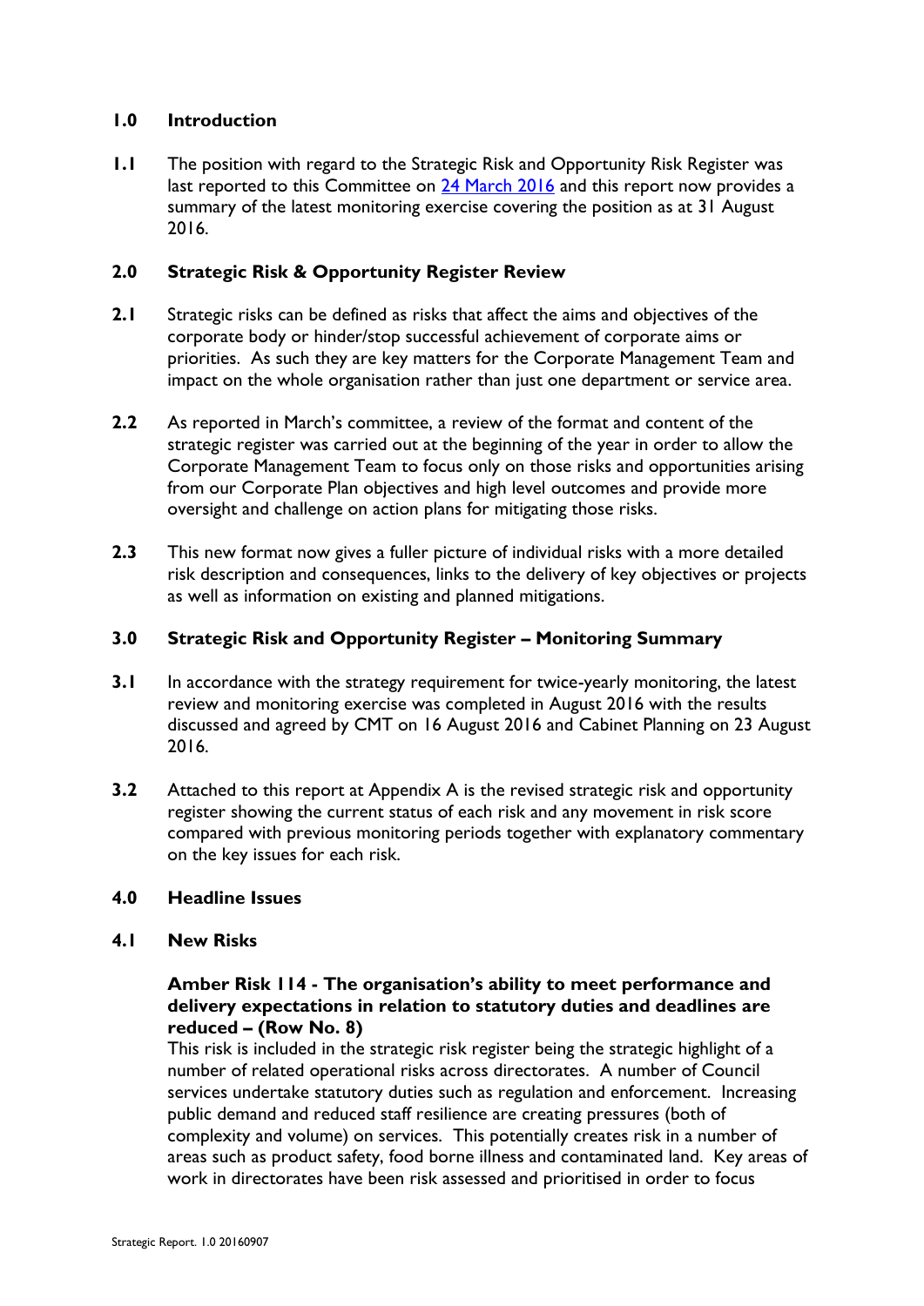## 1.0 Introduction

**1.1** The position with regard to the Strategic Risk and Opportunity Risk Register was last reported to this Committee on [24 March 2016](#) and this report now provides a summary of the latest monitoring exercise covering the position as at 31 August 2016.

## 2.0 Strategic Risk & Opportunity Register Review

**2.1** Strategic risks can be defined as risks that affect the aims and objectives of the corporate body or hinder/stop successful achievement of corporate aims or priorities. As such they are key matters for the Corporate Management Team and impact on the whole organisation rather than just one department or service area.

**2.2** As reported in March's committee, a review of the format and content of the strategic register was carried out at the beginning of the year in order to allow the Corporate Management Team to focus only on those risks and opportunities arising from our Corporate Plan objectives and high level outcomes and provide more oversight and challenge on action plans for mitigating those risks.

**2.3** This new format now gives a fuller picture of individual risks with a more detailed risk description and consequences, links to the delivery of key objectives or projects as well as information on existing and planned mitigations.

## 3.0 Strategic Risk and Opportunity Register – Monitoring Summary

**3.1** In accordance with the strategy requirement for twice-yearly monitoring, the latest review and monitoring exercise was completed in August 2016 with the results discussed and agreed by CMT on 16 August 2016 and Cabinet Planning on 23 August 2016.

**3.2** Attached to this report at Appendix A is the revised strategic risk and opportunity register showing the current status of each risk and any movement in risk score compared with previous monitoring periods together with explanatory commentary on the key issues for each risk.

## 4.0 Headline Issues

### 4.1 New Risks

**Amber Risk 114 - The organisation's ability to meet performance and delivery expectations in relation to statutory duties and deadlines are reduced – (Row No. 8)**

This risk is included in the strategic risk register being the strategic highlight of a number of related operational risks across directorates. A number of Council services undertake statutory duties such as regulation and enforcement. Increasing public demand and reduced staff resilience are creating pressures (both of complexity and volume) on services. This potentially creates risk in a number of areas such as product safety, food borne illness and contaminated land. Key areas of work in directorates have been risk assessed and prioritised in order to focus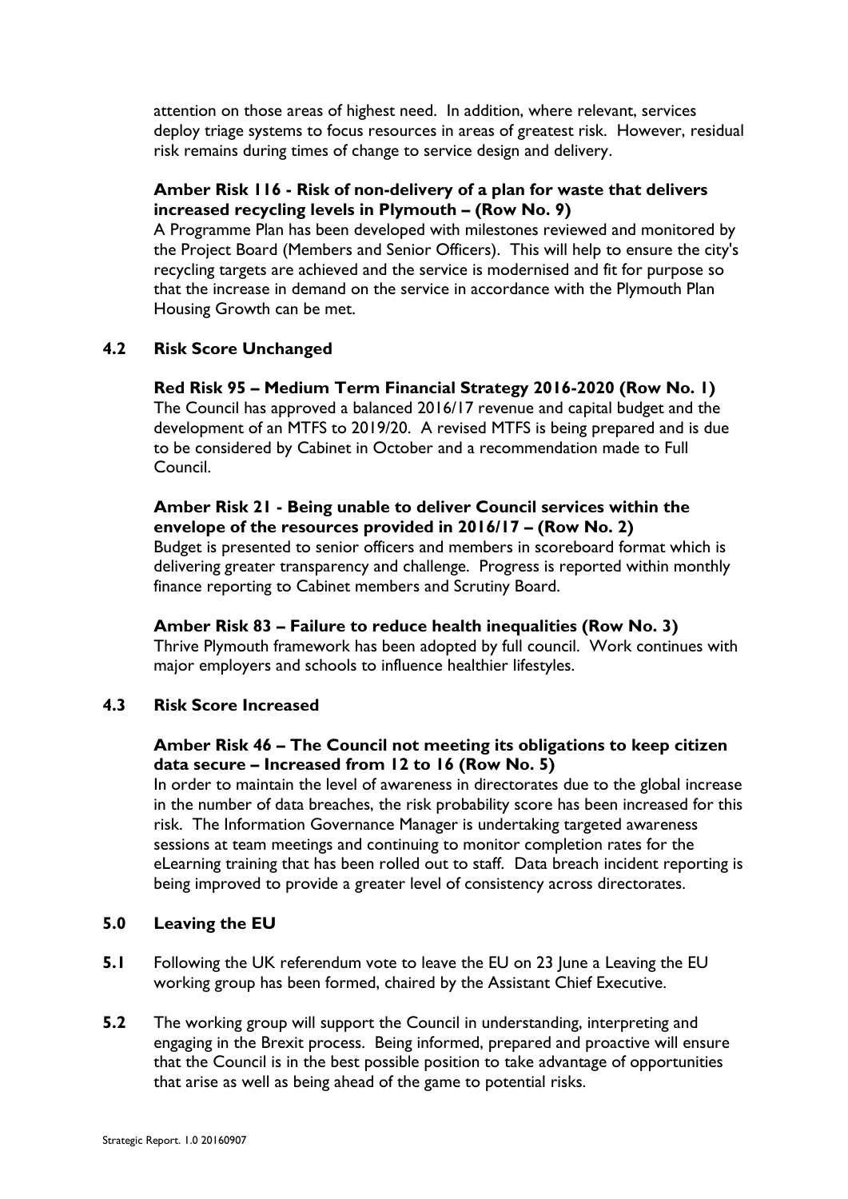attention on those areas of highest need. In addition, where relevant, services deploy triage systems to focus resources in areas of greatest risk. However, residual risk remains during times of change to service design and delivery.

**Amber Risk 116 - Risk of non-delivery of a plan for waste that delivers increased recycling levels in Plymouth – (Row No. 9)**

A Programme Plan has been developed with milestones reviewed and monitored by the Project Board (Members and Senior Officers). This will help to ensure the city's recycling targets are achieved and the service is modernised and fit for purpose so that the increase in demand on the service in accordance with the Plymouth Plan Housing Growth can be met.

### 4.2 Risk Score Unchanged

**Red Risk 95 – Medium Term Financial Strategy 2016-2020 (Row No. 1)**

The Council has approved a balanced 2016/17 revenue and capital budget and the development of an MTFS to 2019/20. A revised MTFS is being prepared and is due to be considered by Cabinet in October and a recommendation made to Full Council.

**Amber Risk 21 - Being unable to deliver Council services within the envelope of the resources provided in 2016/17 – (Row No. 2)**

Budget is presented to senior officers and members in scoreboard format which is delivering greater transparency and challenge. Progress is reported within monthly finance reporting to Cabinet members and Scrutiny Board.

**Amber Risk 83 – Failure to reduce health inequalities (Row No. 3)**

Thrive Plymouth framework has been adopted by full council. Work continues with major employers and schools to influence healthier lifestyles.

### 4.3 Risk Score Increased

**Amber Risk 46 – The Council not meeting its obligations to keep citizen data secure – Increased from 12 to 16 (Row No. 5)**

In order to maintain the level of awareness in directorates due to the global increase in the number of data breaches, the risk probability score has been increased for this risk. The Information Governance Manager is undertaking targeted awareness sessions at team meetings and continuing to monitor completion rates for the eLearning training that has been rolled out to staff. Data breach incident reporting is being improved to provide a greater level of consistency across directorates.

## 5.0 Leaving the EU

**5.1** Following the UK referendum vote to leave the EU on 23 June a Leaving the EU working group has been formed, chaired by the Assistant Chief Executive.

**5.2** The working group will support the Council in understanding, interpreting and engaging in the Brexit process. Being informed, prepared and proactive will ensure that the Council is in the best possible position to take advantage of opportunities that arise as well as being ahead of the game to potential risks.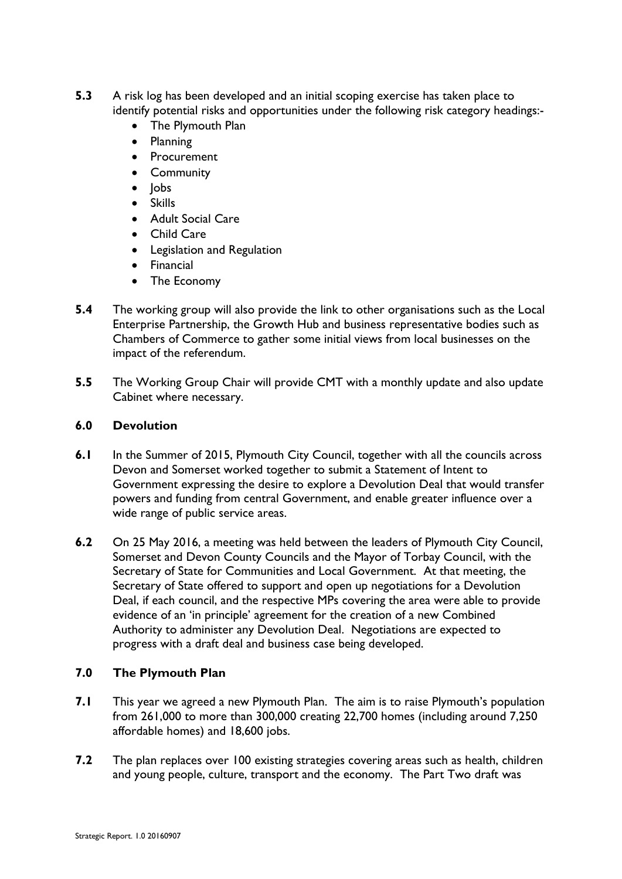**5.3** A risk log has been developed and an initial scoping exercise has taken place to identify potential risks and opportunities under the following risk category headings:-

- The Plymouth Plan
- Planning
- Procurement
- Community
- Jobs
- Skills
- Adult Social Care
- Child Care
- Legislation and Regulation
- Financial
- The Economy

**5.4** The working group will also provide the link to other organisations such as the Local Enterprise Partnership, the Growth Hub and business representative bodies such as Chambers of Commerce to gather some initial views from local businesses on the impact of the referendum.

**5.5** The Working Group Chair will provide CMT with a monthly update and also update Cabinet where necessary.

## 6.0 Devolution

**6.1** In the Summer of 2015, Plymouth City Council, together with all the councils across Devon and Somerset worked together to submit a Statement of Intent to Government expressing the desire to explore a Devolution Deal that would transfer powers and funding from central Government, and enable greater influence over a wide range of public service areas.

**6.2** On 25 May 2016, a meeting was held between the leaders of Plymouth City Council, Somerset and Devon County Councils and the Mayor of Torbay Council, with the Secretary of State for Communities and Local Government. At that meeting, the Secretary of State offered to support and open up negotiations for a Devolution Deal, if each council, and the respective MPs covering the area were able to provide evidence of an 'in principle' agreement for the creation of a new Combined Authority to administer any Devolution Deal. Negotiations are expected to progress with a draft deal and business case being developed.

## 7.0 The Plymouth Plan

**7.1** This year we agreed a new Plymouth Plan. The aim is to raise Plymouth's population from 261,000 to more than 300,000 creating 22,700 homes (including around 7,250 affordable homes) and 18,600 jobs.

**7.2** The plan replaces over 100 existing strategies covering areas such as health, children and young people, culture, transport and the economy. The Part Two draft was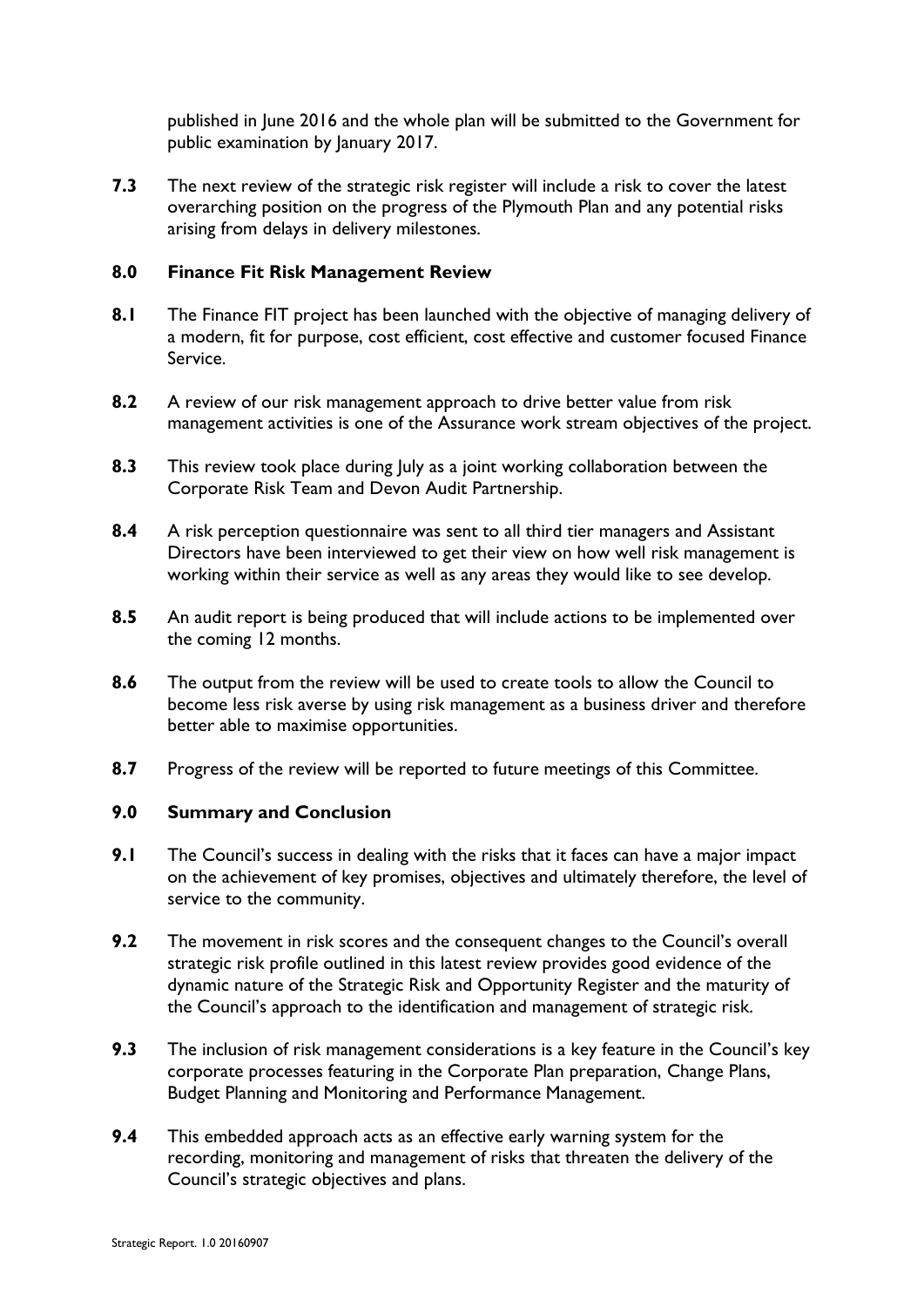published in June 2016 and the whole plan will be submitted to the Government for public examination by January 2017.

**7.3** The next review of the strategic risk register will include a risk to cover the latest overarching position on the progress of the Plymouth Plan and any potential risks arising from delays in delivery milestones.

## 8.0 Finance Fit Risk Management Review

**8.1** The Finance FIT project has been launched with the objective of managing delivery of a modern, fit for purpose, cost efficient, cost effective and customer focused Finance Service.

**8.2** A review of our risk management approach to drive better value from risk management activities is one of the Assurance work stream objectives of the project.

**8.3** This review took place during July as a joint working collaboration between the Corporate Risk Team and Devon Audit Partnership.

**8.4** A risk perception questionnaire was sent to all third tier managers and Assistant Directors have been interviewed to get their view on how well risk management is working within their service as well as any areas they would like to see develop.

**8.5** An audit report is being produced that will include actions to be implemented over the coming 12 months.

**8.6** The output from the review will be used to create tools to allow the Council to become less risk averse by using risk management as a business driver and therefore better able to maximise opportunities.

**8.7** Progress of the review will be reported to future meetings of this Committee.

## 9.0 Summary and Conclusion

**9.1** The Council's success in dealing with the risks that it faces can have a major impact on the achievement of key promises, objectives and ultimately therefore, the level of service to the community.

**9.2** The movement in risk scores and the consequent changes to the Council's overall strategic risk profile outlined in this latest review provides good evidence of the dynamic nature of the Strategic Risk and Opportunity Register and the maturity of the Council's approach to the identification and management of strategic risk.

**9.3** The inclusion of risk management considerations is a key feature in the Council's key corporate processes featuring in the Corporate Plan preparation, Change Plans, Budget Planning and Monitoring and Performance Management.

**9.4** This embedded approach acts as an effective early warning system for the recording, monitoring and management of risks that threaten the delivery of the Council's strategic objectives and plans.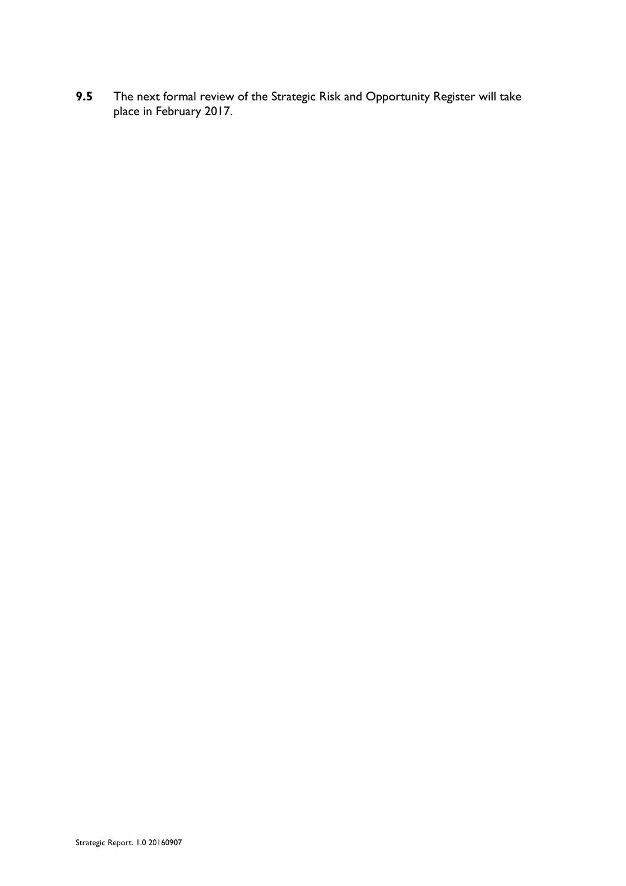**9.5** The next formal review of the Strategic Risk and Opportunity Register will take place in February 2017.